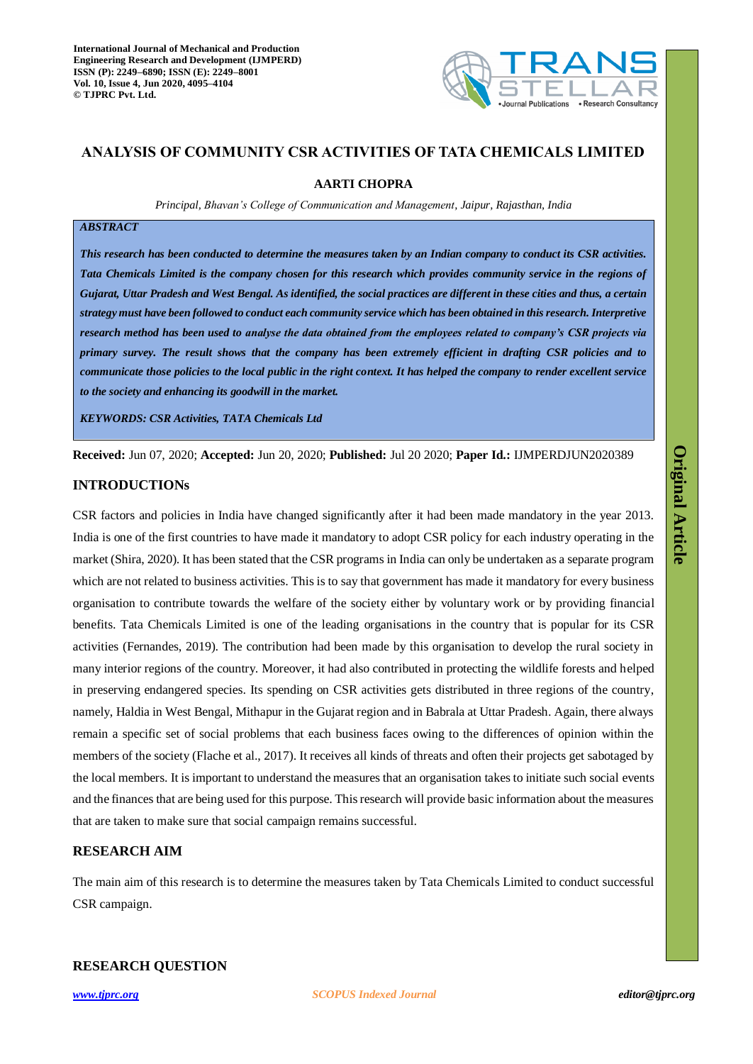# ANALYSIS OF COMMUNITY CSR ACTIVITIES OF TATA CHEMICALS LIMITED

**AARTI CHOPRA**

*Principal, Bhavan's College of Communication and Management, Jaipur, Rajasthan, India*

***ABSTRACT***

***This research has been conducted to determine the measures taken by an Indian company to conduct its CSR activities. Tata Chemicals Limited is the company chosen for this research which provides community service in the regions of Gujarat, Uttar Pradesh and West Bengal. As identified, the social practices are different in these cities and thus, a certain strategy must have been followed to conduct each community service which has been obtained in this research. Interpretive research method has been used to analyse the data obtained from the employees related to company's CSR projects via primary survey. The result shows that the company has been extremely efficient in drafting CSR policies and to communicate those policies to the local public in the right context. It has helped the company to render excellent service to the society and enhancing its goodwill in the market.***

***KEYWORDS: CSR Activities, TATA Chemicals Ltd***

**Received:** Jun 07, 2020; **Accepted:** Jun 20, 2020; **Published:** Jul 20 2020; **Paper Id.:** IJMPERDJUN2020389

Original Article

## INTRODUCTIONs

CSR factors and policies in India have changed significantly after it had been made mandatory in the year 2013. India is one of the first countries to have made it mandatory to adopt CSR policy for each industry operating in the market (Shira, 2020). It has been stated that the CSR programs in India can only be undertaken as a separate program which are not related to business activities. This is to say that government has made it mandatory for every business organisation to contribute towards the welfare of the society either by voluntary work or by providing financial benefits. Tata Chemicals Limited is one of the leading organisations in the country that is popular for its CSR activities (Fernandes, 2019). The contribution had been made by this organisation to develop the rural society in many interior regions of the country. Moreover, it had also contributed in protecting the wildlife forests and helped in preserving endangered species. Its spending on CSR activities gets distributed in three regions of the country, namely, Haldia in West Bengal, Mithapur in the Gujarat region and in Babrala at Uttar Pradesh. Again, there always remain a specific set of social problems that each business faces owing to the differences of opinion within the members of the society (Flache et al., 2017). It receives all kinds of threats and often their projects get sabotaged by the local members. It is important to understand the measures that an organisation takes to initiate such social events and the finances that are being used for this purpose. This research will provide basic information about the measures that are taken to make sure that social campaign remains successful.

## RESEARCH AIM

The main aim of this research is to determine the measures taken by Tata Chemicals Limited to conduct successful CSR campaign.

## RESEARCH QUESTION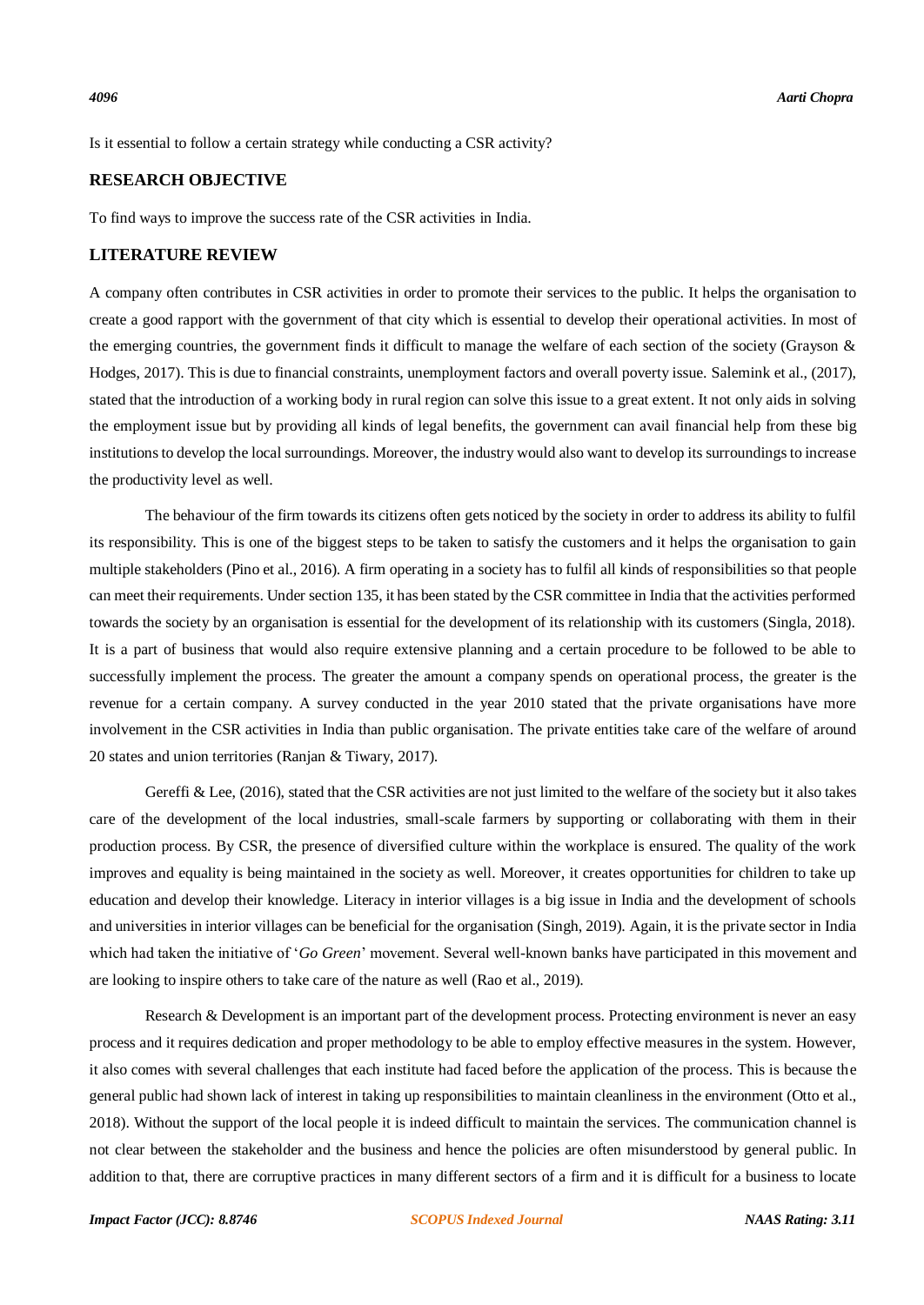Is it essential to follow a certain strategy while conducting a CSR activity?

## RESEARCH OBJECTIVE

To find ways to improve the success rate of the CSR activities in India.

## LITERATURE REVIEW

A company often contributes in CSR activities in order to promote their services to the public. It helps the organisation to create a good rapport with the government of that city which is essential to develop their operational activities. In most of the emerging countries, the government finds it difficult to manage the welfare of each section of the society (Grayson & Hodges, 2017). This is due to financial constraints, unemployment factors and overall poverty issue. Salemink et al., (2017), stated that the introduction of a working body in rural region can solve this issue to a great extent. It not only aids in solving the employment issue but by providing all kinds of legal benefits, the government can avail financial help from these big institutions to develop the local surroundings. Moreover, the industry would also want to develop its surroundings to increase the productivity level as well.

The behaviour of the firm towards its citizens often gets noticed by the society in order to address its ability to fulfil its responsibility. This is one of the biggest steps to be taken to satisfy the customers and it helps the organisation to gain multiple stakeholders (Pino et al., 2016). A firm operating in a society has to fulfil all kinds of responsibilities so that people can meet their requirements. Under section 135, it has been stated by the CSR committee in India that the activities performed towards the society by an organisation is essential for the development of its relationship with its customers (Singla, 2018). It is a part of business that would also require extensive planning and a certain procedure to be followed to be able to successfully implement the process. The greater the amount a company spends on operational process, the greater is the revenue for a certain company. A survey conducted in the year 2010 stated that the private organisations have more involvement in the CSR activities in India than public organisation. The private entities take care of the welfare of around 20 states and union territories (Ranjan & Tiwary, 2017).

Gereffi & Lee, (2016), stated that the CSR activities are not just limited to the welfare of the society but it also takes care of the development of the local industries, small-scale farmers by supporting or collaborating with them in their production process. By CSR, the presence of diversified culture within the workplace is ensured. The quality of the work improves and equality is being maintained in the society as well. Moreover, it creates opportunities for children to take up education and develop their knowledge. Literacy in interior villages is a big issue in India and the development of schools and universities in interior villages can be beneficial for the organisation (Singh, 2019). Again, it is the private sector in India which had taken the initiative of '*Go Green*' movement. Several well-known banks have participated in this movement and are looking to inspire others to take care of the nature as well (Rao et al., 2019).

Research & Development is an important part of the development process. Protecting environment is never an easy process and it requires dedication and proper methodology to be able to employ effective measures in the system. However, it also comes with several challenges that each institute had faced before the application of the process. This is because the general public had shown lack of interest in taking up responsibilities to maintain cleanliness in the environment (Otto et al., 2018). Without the support of the local people it is indeed difficult to maintain the services. The communication channel is not clear between the stakeholder and the business and hence the policies are often misunderstood by general public. In addition to that, there are corruptive practices in many different sectors of a firm and it is difficult for a business to locate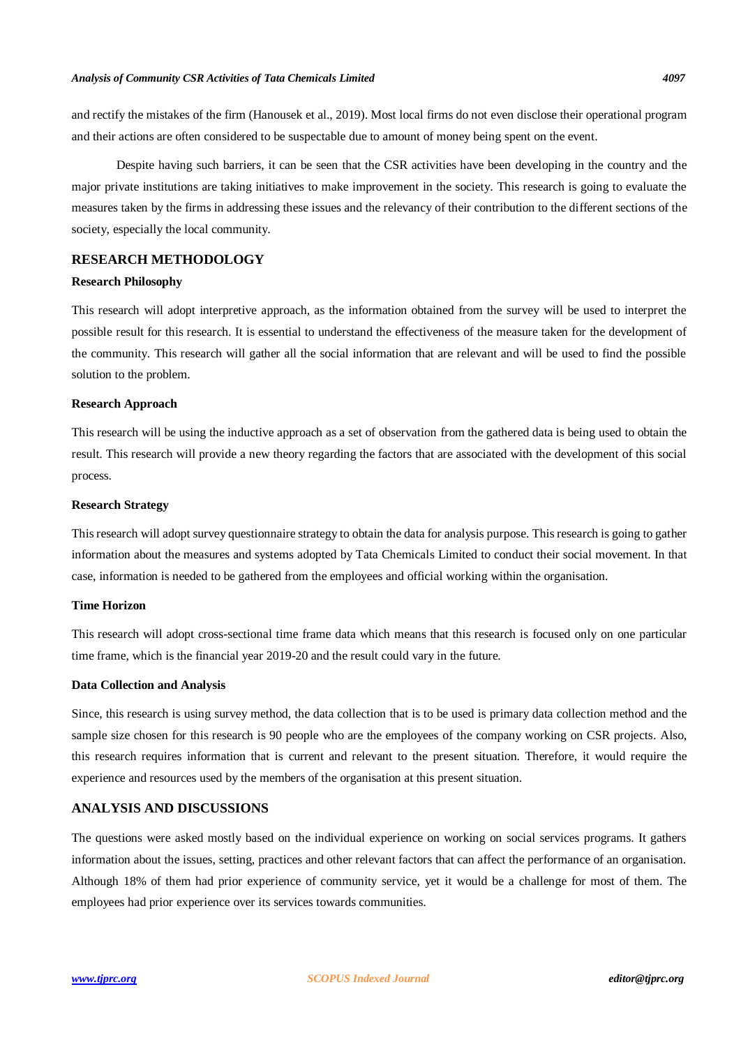and rectify the mistakes of the firm (Hanousek et al., 2019). Most local firms do not even disclose their operational program and their actions are often considered to be suspectable due to amount of money being spent on the event.

Despite having such barriers, it can be seen that the CSR activities have been developing in the country and the major private institutions are taking initiatives to make improvement in the society. This research is going to evaluate the measures taken by the firms in addressing these issues and the relevancy of their contribution to the different sections of the society, especially the local community.

## RESEARCH METHODOLOGY

### Research Philosophy

This research will adopt interpretive approach, as the information obtained from the survey will be used to interpret the possible result for this research. It is essential to understand the effectiveness of the measure taken for the development of the community. This research will gather all the social information that are relevant and will be used to find the possible solution to the problem.

### Research Approach

This research will be using the inductive approach as a set of observation from the gathered data is being used to obtain the result. This research will provide a new theory regarding the factors that are associated with the development of this social process.

### Research Strategy

This research will adopt survey questionnaire strategy to obtain the data for analysis purpose. This research is going to gather information about the measures and systems adopted by Tata Chemicals Limited to conduct their social movement. In that case, information is needed to be gathered from the employees and official working within the organisation.

### Time Horizon

This research will adopt cross-sectional time frame data which means that this research is focused only on one particular time frame, which is the financial year 2019-20 and the result could vary in the future.

### Data Collection and Analysis

Since, this research is using survey method, the data collection that is to be used is primary data collection method and the sample size chosen for this research is 90 people who are the employees of the company working on CSR projects. Also, this research requires information that is current and relevant to the present situation. Therefore, it would require the experience and resources used by the members of the organisation at this present situation.

## ANALYSIS AND DISCUSSIONS

The questions were asked mostly based on the individual experience on working on social services programs. It gathers information about the issues, setting, practices and other relevant factors that can affect the performance of an organisation. Although 18% of them had prior experience of community service, yet it would be a challenge for most of them. The employees had prior experience over its services towards communities.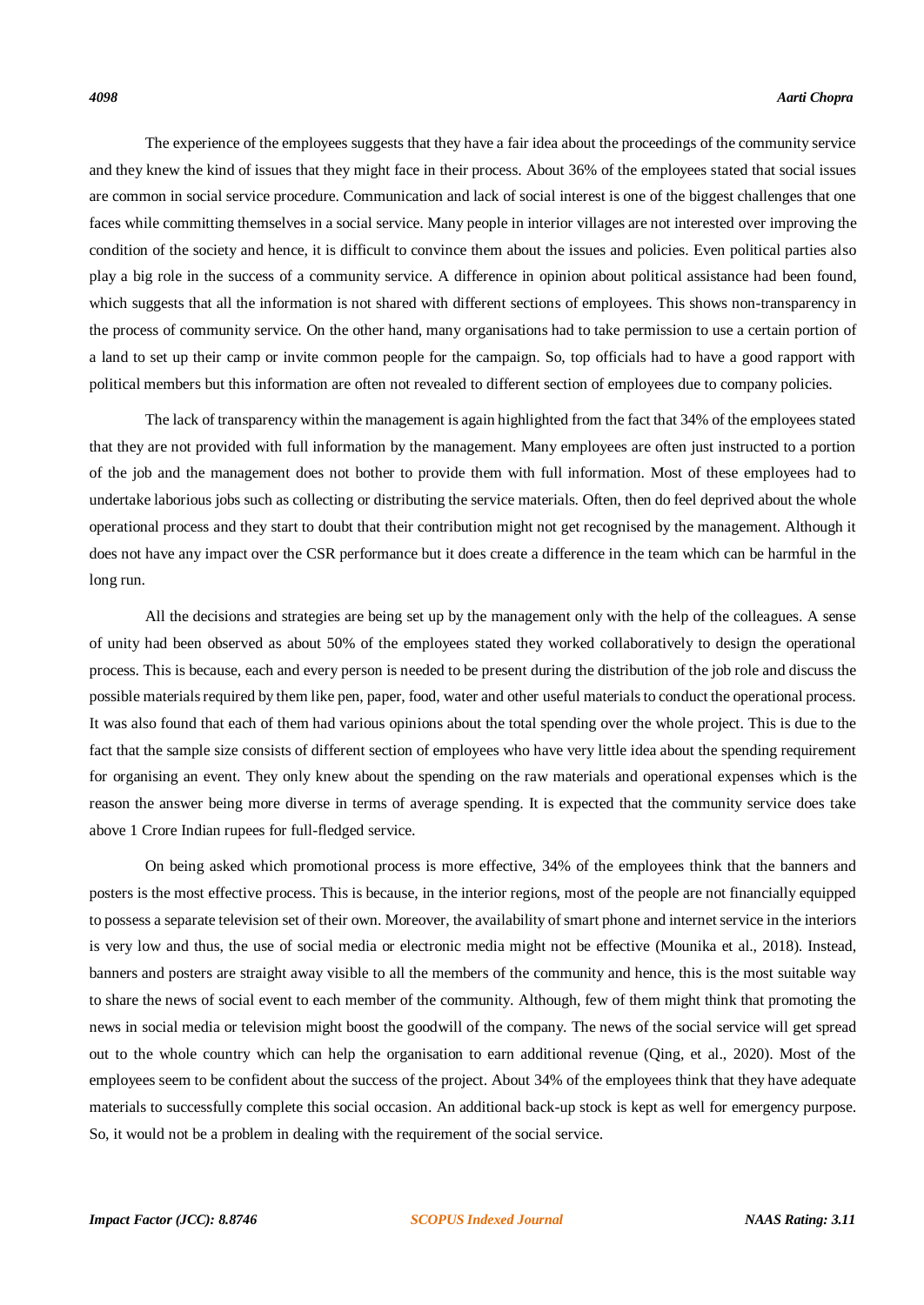The experience of the employees suggests that they have a fair idea about the proceedings of the community service and they knew the kind of issues that they might face in their process. About 36% of the employees stated that social issues are common in social service procedure. Communication and lack of social interest is one of the biggest challenges that one faces while committing themselves in a social service. Many people in interior villages are not interested over improving the condition of the society and hence, it is difficult to convince them about the issues and policies. Even political parties also play a big role in the success of a community service. A difference in opinion about political assistance had been found, which suggests that all the information is not shared with different sections of employees. This shows non-transparency in the process of community service. On the other hand, many organisations had to take permission to use a certain portion of a land to set up their camp or invite common people for the campaign. So, top officials had to have a good rapport with political members but this information are often not revealed to different section of employees due to company policies.

The lack of transparency within the management is again highlighted from the fact that 34% of the employees stated that they are not provided with full information by the management. Many employees are often just instructed to a portion of the job and the management does not bother to provide them with full information. Most of these employees had to undertake laborious jobs such as collecting or distributing the service materials. Often, then do feel deprived about the whole operational process and they start to doubt that their contribution might not get recognised by the management. Although it does not have any impact over the CSR performance but it does create a difference in the team which can be harmful in the long run.

All the decisions and strategies are being set up by the management only with the help of the colleagues. A sense of unity had been observed as about 50% of the employees stated they worked collaboratively to design the operational process. This is because, each and every person is needed to be present during the distribution of the job role and discuss the possible materials required by them like pen, paper, food, water and other useful materials to conduct the operational process. It was also found that each of them had various opinions about the total spending over the whole project. This is due to the fact that the sample size consists of different section of employees who have very little idea about the spending requirement for organising an event. They only knew about the spending on the raw materials and operational expenses which is the reason the answer being more diverse in terms of average spending. It is expected that the community service does take above 1 Crore Indian rupees for full-fledged service.

On being asked which promotional process is more effective, 34% of the employees think that the banners and posters is the most effective process. This is because, in the interior regions, most of the people are not financially equipped to possess a separate television set of their own. Moreover, the availability of smart phone and internet service in the interiors is very low and thus, the use of social media or electronic media might not be effective (Mounika et al., 2018). Instead, banners and posters are straight away visible to all the members of the community and hence, this is the most suitable way to share the news of social event to each member of the community. Although, few of them might think that promoting the news in social media or television might boost the goodwill of the company. The news of the social service will get spread out to the whole country which can help the organisation to earn additional revenue (Qing, et al., 2020). Most of the employees seem to be confident about the success of the project. About 34% of the employees think that they have adequate materials to successfully complete this social occasion. An additional back-up stock is kept as well for emergency purpose. So, it would not be a problem in dealing with the requirement of the social service.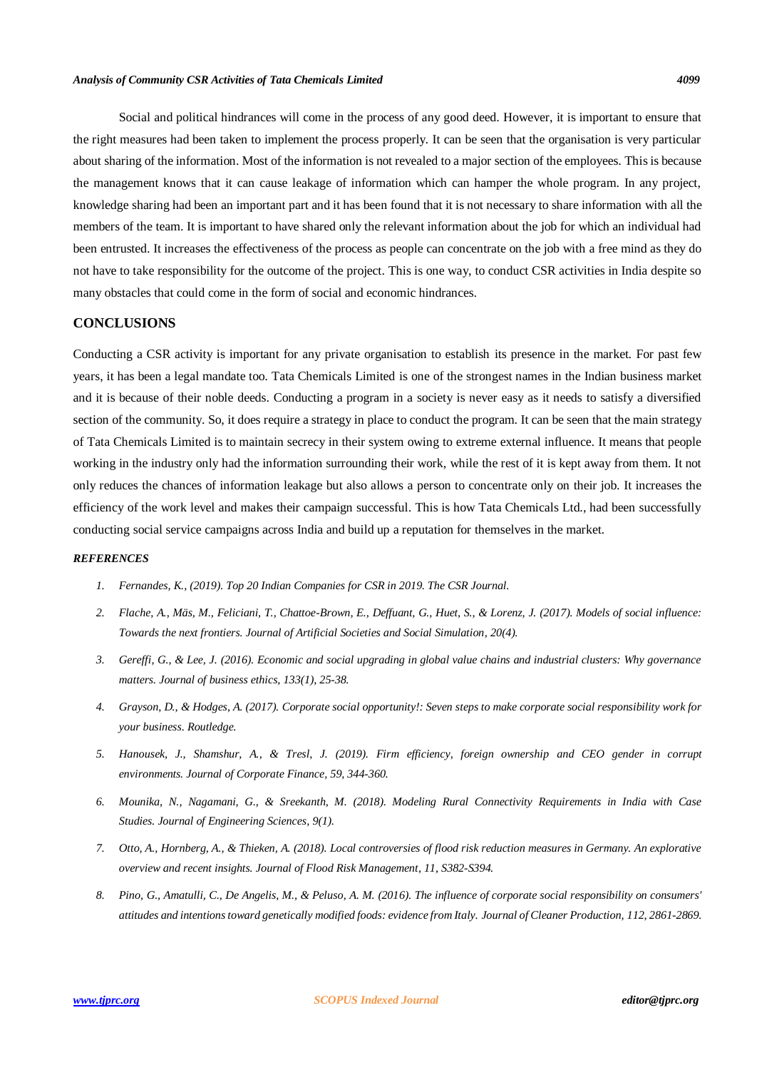Social and political hindrances will come in the process of any good deed. However, it is important to ensure that the right measures had been taken to implement the process properly. It can be seen that the organisation is very particular about sharing of the information. Most of the information is not revealed to a major section of the employees. This is because the management knows that it can cause leakage of information which can hamper the whole program. In any project, knowledge sharing had been an important part and it has been found that it is not necessary to share information with all the members of the team. It is important to have shared only the relevant information about the job for which an individual had been entrusted. It increases the effectiveness of the process as people can concentrate on the job with a free mind as they do not have to take responsibility for the outcome of the project. This is one way, to conduct CSR activities in India despite so many obstacles that could come in the form of social and economic hindrances.

## CONCLUSIONS

Conducting a CSR activity is important for any private organisation to establish its presence in the market. For past few years, it has been a legal mandate too. Tata Chemicals Limited is one of the strongest names in the Indian business market and it is because of their noble deeds. Conducting a program in a society is never easy as it needs to satisfy a diversified section of the community. So, it does require a strategy in place to conduct the program. It can be seen that the main strategy of Tata Chemicals Limited is to maintain secrecy in their system owing to extreme external influence. It means that people working in the industry only had the information surrounding their work, while the rest of it is kept away from them. It not only reduces the chances of information leakage but also allows a person to concentrate only on their job. It increases the efficiency of the work level and makes their campaign successful. This is how Tata Chemicals Ltd., had been successfully conducting social service campaigns across India and build up a reputation for themselves in the market.

### *REFERENCES*

1. *Fernandes, K., (2019). Top 20 Indian Companies for CSR in 2019. The CSR Journal.*
2. *Flache, A., Mäs, M., Feliciani, T., Chattoe-Brown, E., Deffuant, G., Huet, S., & Lorenz, J. (2017). Models of social influence: Towards the next frontiers. Journal of Artificial Societies and Social Simulation, 20(4).*
3. *Gereffi, G., & Lee, J. (2016). Economic and social upgrading in global value chains and industrial clusters: Why governance matters. Journal of business ethics, 133(1), 25-38.*
4. *Grayson, D., & Hodges, A. (2017). Corporate social opportunity!: Seven steps to make corporate social responsibility work for your business. Routledge.*
5. *Hanousek, J., Shamshur, A., & Tresl, J. (2019). Firm efficiency, foreign ownership and CEO gender in corrupt environments. Journal of Corporate Finance, 59, 344-360.*
6. *Mounika, N., Nagamani, G., & Sreekanth, M. (2018). Modeling Rural Connectivity Requirements in India with Case Studies. Journal of Engineering Sciences, 9(1).*
7. *Otto, A., Hornberg, A., & Thieken, A. (2018). Local controversies of flood risk reduction measures in Germany. An explorative overview and recent insights. Journal of Flood Risk Management, 11, S382-S394.*
8. *Pino, G., Amatulli, C., De Angelis, M., & Peluso, A. M. (2016). The influence of corporate social responsibility on consumers' attitudes and intentions toward genetically modified foods: evidence from Italy. Journal of Cleaner Production, 112, 2861-2869.*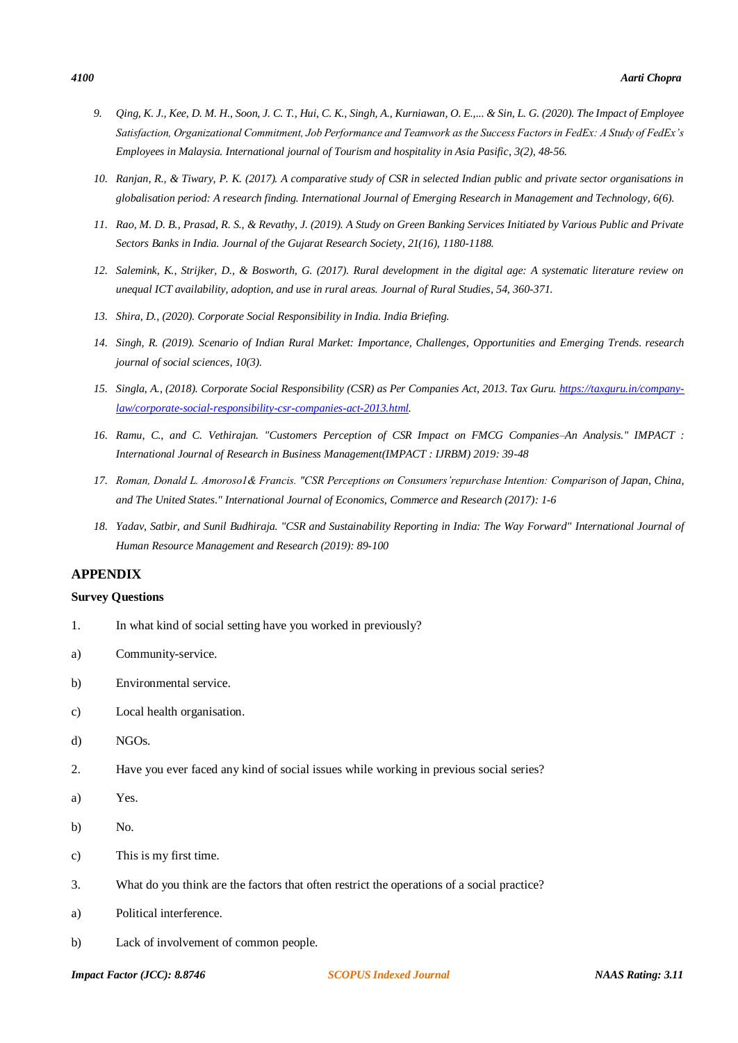9. *Qing, K. J., Kee, D. M. H., Soon, J. C. T., Hui, C. K., Singh, A., Kurniawan, O. E.,... & Sin, L. G. (2020). The Impact of Employee Satisfaction, Organizational Commitment, Job Performance and Teamwork as the Success Factors in FedEx: A Study of FedEx's Employees in Malaysia. International journal of Tourism and hospitality in Asia Pasific, 3(2), 48-56.*

10. *Ranjan, R., & Tiwary, P. K. (2017). A comparative study of CSR in selected Indian public and private sector organisations in globalisation period: A research finding. International Journal of Emerging Research in Management and Technology, 6(6).*

11. *Rao, M. D. B., Prasad, R. S., & Revathy, J. (2019). A Study on Green Banking Services Initiated by Various Public and Private Sectors Banks in India. Journal of the Gujarat Research Society, 21(16), 1180-1188.*

12. *Salemink, K., Strijker, D., & Bosworth, G. (2017). Rural development in the digital age: A systematic literature review on unequal ICT availability, adoption, and use in rural areas. Journal of Rural Studies, 54, 360-371.*

13. *Shira, D., (2020). Corporate Social Responsibility in India. India Briefing.*

14. *Singh, R. (2019). Scenario of Indian Rural Market: Importance, Challenges, Opportunities and Emerging Trends. research journal of social sciences, 10(3).*

15. *Singla, A., (2018). Corporate Social Responsibility (CSR) as Per Companies Act, 2013. Tax Guru. [https://taxguru.in/company-law/corporate-social-responsibility-csr-companies-act-2013.html](https://taxguru.in/company-law/corporate-social-responsibility-csr-companies-act-2013.html).*

16. *Ramu, C., and C. Vethirajan. "Customers Perception of CSR Impact on FMCG Companies–An Analysis." IMPACT : International Journal of Research in Business Management(IMPACT : IJRBM) 2019: 39-48*

17. *Roman, Donald L. Amoroso1& Francis. "CSR Perceptions on Consumers'repurchase Intention: Comparison of Japan, China, and The United States." International Journal of Economics, Commerce and Research (2017): 1-6*

18. *Yadav, Satbir, and Sunil Budhiraja. "CSR and Sustainability Reporting in India: The Way Forward" International Journal of Human Resource Management and Research (2019): 89-100*

## APPENDIX

### Survey Questions

1. In what kind of social setting have you worked in previously?

a) Community-service.

b) Environmental service.

c) Local health organisation.

d) NGOs.

2. Have you ever faced any kind of social issues while working in previous social series?

a) Yes.

b) No.

c) This is my first time.

3. What do you think are the factors that often restrict the operations of a social practice?

a) Political interference.

b) Lack of involvement of common people.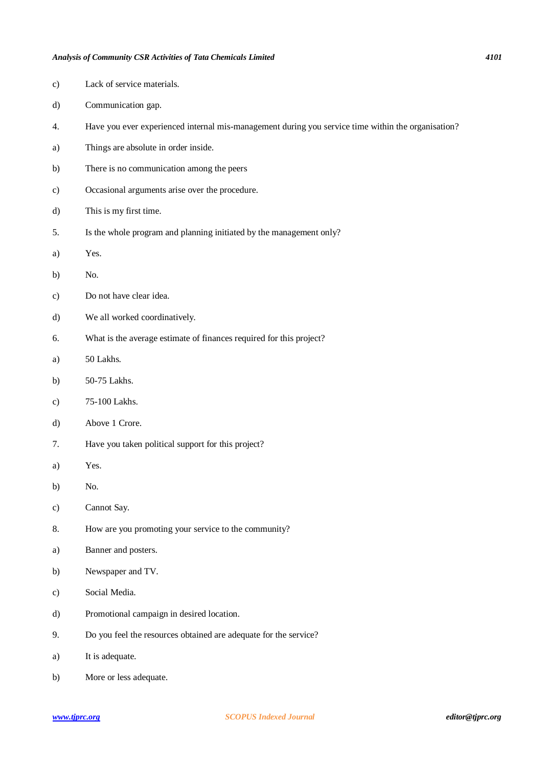c) Lack of service materials.

d) Communication gap.

4. Have you ever experienced internal mis-management during you service time within the organisation?

a) Things are absolute in order inside.

b) There is no communication among the peers

c) Occasional arguments arise over the procedure.

d) This is my first time.

5. Is the whole program and planning initiated by the management only?

a) Yes.

b) No.

c) Do not have clear idea.

d) We all worked coordinatively.

6. What is the average estimate of finances required for this project?

a) 50 Lakhs.

b) 50-75 Lakhs.

c) 75-100 Lakhs.

d) Above 1 Crore.

7. Have you taken political support for this project?

a) Yes.

b) No.

c) Cannot Say.

8. How are you promoting your service to the community?

a) Banner and posters.

b) Newspaper and TV.

c) Social Media.

d) Promotional campaign in desired location.

9. Do you feel the resources obtained are adequate for the service?

a) It is adequate.

b) More or less adequate.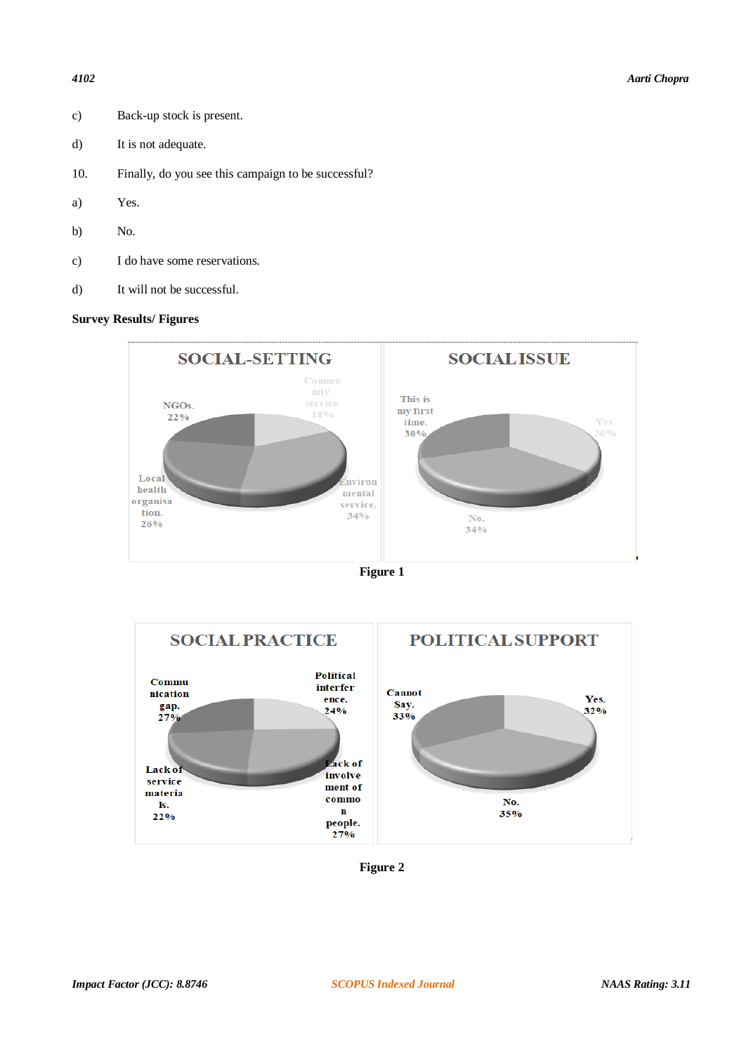c) Back-up stock is present.

d) It is not adequate.

10. Finally, do you see this campaign to be successful?

a) Yes.

b) No.

c) I do have some reservations.

d) It will not be successful.

**Survey Results/ Figures**

**Figure 1**

**Figure 2**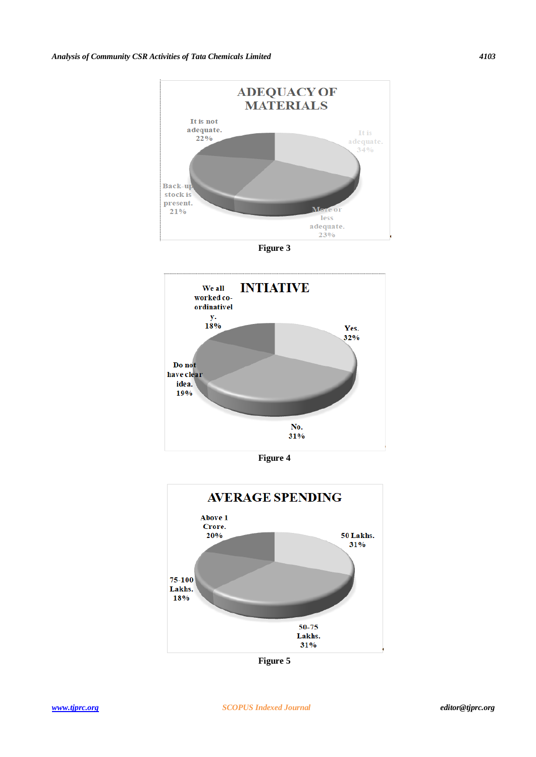**ADEQUACY OF MATERIALS**

- It is not adequate. 22%
- It is adequate. 34%
- Back-up stock is present. 21%
- More or less adequate. 23%

**Figure 3**

**INTIATIVE**

- We all worked co-ordinatively. 18%
- Yes. 32%
- Do not have clear idea. 19%
- No. 31%

**Figure 4**

**AVERAGE SPENDING**

- Above 1 Crore. 20%
- 50 Lakhs. 31%
- 75-100 Lakhs. 18%
- 50-75 Lakhs. 31%

**Figure 5**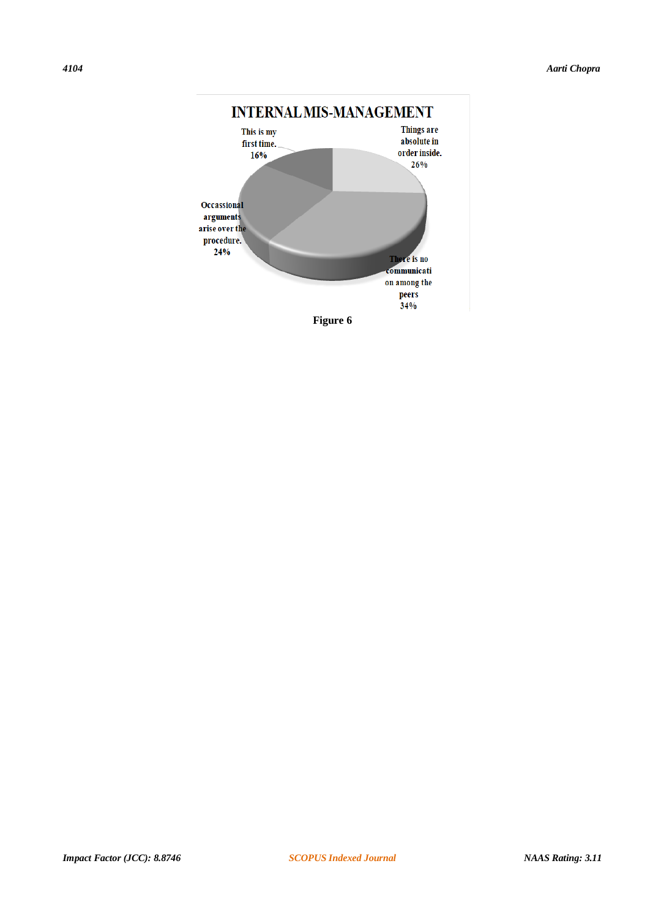INTERNAL MIS-MANAGEMENT

This is my first time. 16%

Things are absolute in order inside. 26%

Occassional arguments arise over the procedure. 24%

There is no communication among the peers 34%

**Figure 6**